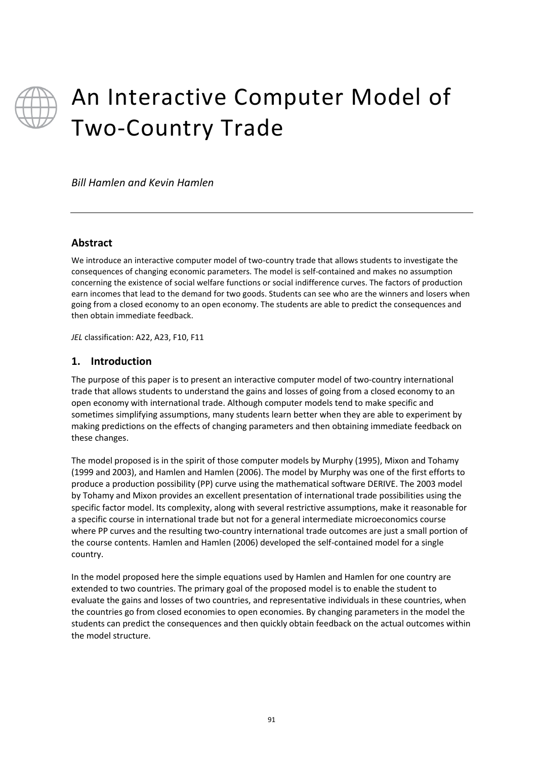# An Interactive Computer Model of Two-Country Trade

*Bill Hamlen and Kevin Hamlen*

## Abstract

We introduce an interactive computer model of two-country trade that allows students to investigate the consequences of changing economic parameters. The model is self-contained and makes no assumption concerning the existence of social welfare functions or social indifference curves. The factors of production earn incomes that lead to the demand for two goods. Students can see who are the winners and losers when going from a closed economy to an open economy. The students are able to predict the consequences and then obtain immediate feedback.

*JEL* classification: A22, A23, F10, F11

## 1. Introduction

The purpose of this paper is to present an interactive computer model of two-country international trade that allows students to understand the gains and losses of going from a closed economy to an open economy with international trade. Although computer models tend to make specific and sometimes simplifying assumptions, many students learn better when they are able to experiment by making predictions on the effects of changing parameters and then obtaining immediate feedback on these changes.

The model proposed is in the spirit of those computer models by Murphy (1995), Mixon and Tohamy (1999 and 2003), and Hamlen and Hamlen (2006). The model by Murphy was one of the first efforts to produce a production possibility (PP) curve using the mathematical software DERIVE. The 2003 model by Tohamy and Mixon provides an excellent presentation of international trade possibilities using the specific factor model. Its complexity, along with several restrictive assumptions, make it reasonable for a specific course in international trade but not for a general intermediate microeconomics course where PP curves and the resulting two-country international trade outcomes are just a small portion of the course contents. Hamlen and Hamlen (2006) developed the self-contained model for a single country.

In the model proposed here the simple equations used by Hamlen and Hamlen for one country are extended to two countries. The primary goal of the proposed model is to enable the student to evaluate the gains and losses of two countries, and representative individuals in these countries, when the countries go from closed economies to open economies. By changing parameters in the model the students can predict the consequences and then quickly obtain feedback on the actual outcomes within the model structure.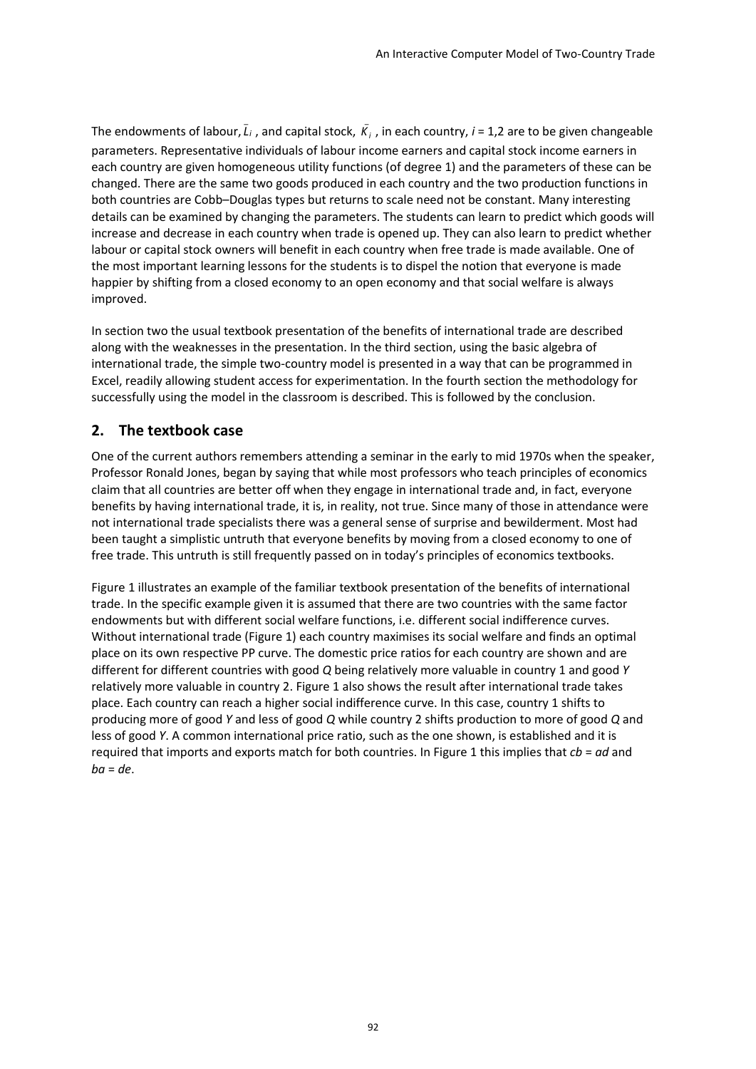The endowments of labour, $\bar{L}_i$, and capital stock, $\bar{K}_i$, in each country, $i = 1,2$ are to be given changeable parameters. Representative individuals of labour income earners and capital stock income earners in each country are given homogeneous utility functions (of degree 1) and the parameters of these can be changed. There are the same two goods produced in each country and the two production functions in both countries are Cobb–Douglas types but returns to scale need not be constant. Many interesting details can be examined by changing the parameters. The students can learn to predict which goods will increase and decrease in each country when trade is opened up. They can also learn to predict whether labour or capital stock owners will benefit in each country when free trade is made available. One of the most important learning lessons for the students is to dispel the notion that everyone is made happier by shifting from a closed economy to an open economy and that social welfare is always improved.

In section two the usual textbook presentation of the benefits of international trade are described along with the weaknesses in the presentation. In the third section, using the basic algebra of international trade, the simple two-country model is presented in a way that can be programmed in Excel, readily allowing student access for experimentation. In the fourth section the methodology for successfully using the model in the classroom is described. This is followed by the conclusion.

## 2. The textbook case

One of the current authors remembers attending a seminar in the early to mid 1970s when the speaker, Professor Ronald Jones, began by saying that while most professors who teach principles of economics claim that all countries are better off when they engage in international trade and, in fact, everyone benefits by having international trade, it is, in reality, not true. Since many of those in attendance were not international trade specialists there was a general sense of surprise and bewilderment. Most had been taught a simplistic untruth that everyone benefits by moving from a closed economy to one of free trade. This untruth is still frequently passed on in today's principles of economics textbooks.

Figure 1 illustrates an example of the familiar textbook presentation of the benefits of international trade. In the specific example given it is assumed that there are two countries with the same factor endowments but with different social welfare functions, i.e. different social indifference curves. Without international trade (Figure 1) each country maximises its social welfare and finds an optimal place on its own respective PP curve. The domestic price ratios for each country are shown and are different for different countries with good *Q* being relatively more valuable in country 1 and good *Y* relatively more valuable in country 2. Figure 1 also shows the result after international trade takes place. Each country can reach a higher social indifference curve. In this case, country 1 shifts to producing more of good *Y* and less of good *Q* while country 2 shifts production to more of good *Q* and less of good *Y*. A common international price ratio, such as the one shown, is established and it is required that imports and exports match for both countries. In Figure 1 this implies that $cb = ad$ and $ba = de$.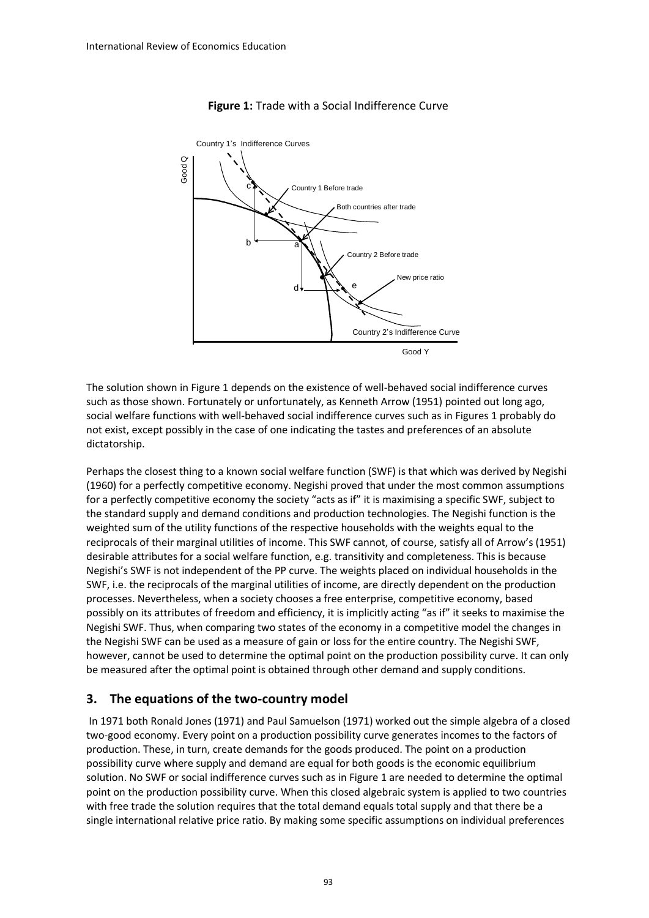**Figure 1:** Trade with a Social Indifference Curve

The solution shown in Figure 1 depends on the existence of well-behaved social indifference curves such as those shown. Fortunately or unfortunately, as Kenneth Arrow (1951) pointed out long ago, social welfare functions with well-behaved social indifference curves such as in Figures 1 probably do not exist, except possibly in the case of one indicating the tastes and preferences of an absolute dictatorship.

Perhaps the closest thing to a known social welfare function (SWF) is that which was derived by Negishi (1960) for a perfectly competitive economy. Negishi proved that under the most common assumptions for a perfectly competitive economy the society "acts as if" it is maximising a specific SWF, subject to the standard supply and demand conditions and production technologies. The Negishi function is the weighted sum of the utility functions of the respective households with the weights equal to the reciprocals of their marginal utilities of income. This SWF cannot, of course, satisfy all of Arrow's (1951) desirable attributes for a social welfare function, e.g. transitivity and completeness. This is because Negishi's SWF is not independent of the PP curve. The weights placed on individual households in the SWF, i.e. the reciprocals of the marginal utilities of income, are directly dependent on the production processes. Nevertheless, when a society chooses a free enterprise, competitive economy, based possibly on its attributes of freedom and efficiency, it is implicitly acting "as if" it seeks to maximise the Negishi SWF. Thus, when comparing two states of the economy in a competitive model the changes in the Negishi SWF can be used as a measure of gain or loss for the entire country. The Negishi SWF, however, cannot be used to determine the optimal point on the production possibility curve. It can only be measured after the optimal point is obtained through other demand and supply conditions.

## 3. The equations of the two-country model

In 1971 both Ronald Jones (1971) and Paul Samuelson (1971) worked out the simple algebra of a closed two-good economy. Every point on a production possibility curve generates incomes to the factors of production. These, in turn, create demands for the goods produced. The point on a production possibility curve where supply and demand are equal for both goods is the economic equilibrium solution. No SWF or social indifference curves such as in Figure 1 are needed to determine the optimal point on the production possibility curve. When this closed algebraic system is applied to two countries with free trade the solution requires that the total demand equals total supply and that there be a single international relative price ratio. By making some specific assumptions on individual preferences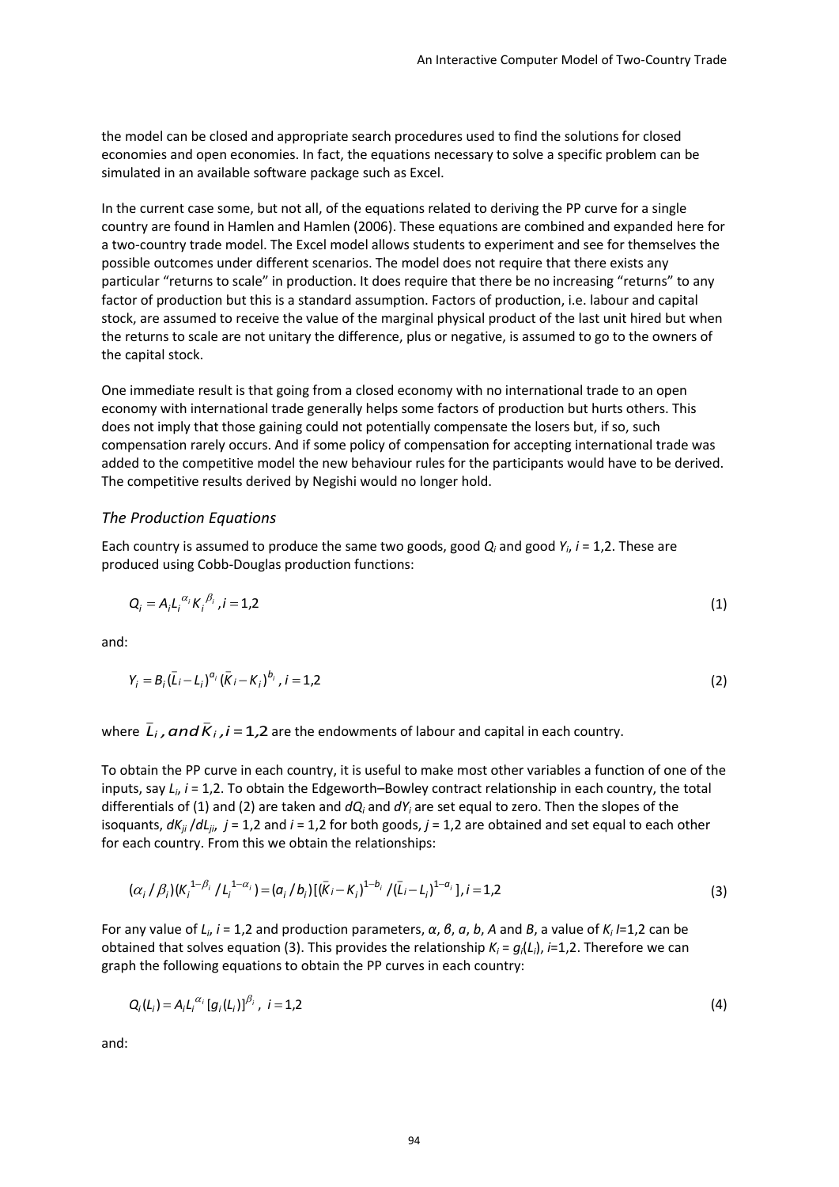the model can be closed and appropriate search procedures used to find the solutions for closed economies and open economies. In fact, the equations necessary to solve a specific problem can be simulated in an available software package such as Excel.

In the current case some, but not all, of the equations related to deriving the PP curve for a single country are found in Hamlen and Hamlen (2006). These equations are combined and expanded here for a two-country trade model. The Excel model allows students to experiment and see for themselves the possible outcomes under different scenarios. The model does not require that there exists any particular "returns to scale" in production. It does require that there be no increasing "returns" to any factor of production but this is a standard assumption. Factors of production, i.e. labour and capital stock, are assumed to receive the value of the marginal physical product of the last unit hired but when the returns to scale are not unitary the difference, plus or negative, is assumed to go to the owners of the capital stock.

One immediate result is that going from a closed economy with no international trade to an open economy with international trade generally helps some factors of production but hurts others. This does not imply that those gaining could not potentially compensate the losers but, if so, such compensation rarely occurs. And if some policy of compensation for accepting international trade was added to the competitive model the new behaviour rules for the participants would have to be derived. The competitive results derived by Negishi would no longer hold.

### *The Production Equations*

Each country is assumed to produce the same two goods, good $Q_i$ and good $Y_i$, $i = 1,2$. These are produced using Cobb-Douglas production functions:

$$Q_i = A_i L_i^{\alpha_i} K_i^{\beta_i}, i = 1,2 \tag{1}$$

and:

$$Y_i = B_i(\bar{L}_i - L_i)^{a_i}(\bar{K}_i - K_i)^{b_i}, i = 1,2 \tag{2}$$

where $\bar{L}_i$*, and* $\bar{K}_i$, $i = 1,2$ are the endowments of labour and capital in each country.

To obtain the PP curve in each country, it is useful to make most other variables a function of one of the inputs, say $L_i$, $i = 1,2$. To obtain the Edgeworth–Bowley contract relationship in each country, the total differentials of (1) and (2) are taken and $dQ_i$ and $dY_i$ are set equal to zero. Then the slopes of the isoquants, $dK_{ji}/dL_{ji}$, $j = 1,2$ and $i = 1,2$ for both goods, $j = 1,2$ are obtained and set equal to each other for each country. From this we obtain the relationships:

$$(\alpha_i/\beta_i)(K_i^{1-\beta_i}/L_i^{1-\alpha_i}) = (a_i/b_i)[(\bar{K}_i - K_i)^{1-b_i}/(\bar{L}_i - L_i)^{1-a_i}], i = 1,2 \tag{3}$$

For any value of $L_i$, $i = 1,2$ and production parameters, $\alpha$, $\beta$, $a$, $b$, $A$ and $B$, a value of $K_i$ $I$=1,2 can be obtained that solves equation (3). This provides the relationship $K_i = g_i(L_i)$, $i$=1,2. Therefore we can graph the following equations to obtain the PP curves in each country:

$$Q_i(L_i) = A_i L_i^{\alpha_i}[g_i(L_i)]^{\beta_i}, \; i = 1,2 \tag{4}$$

and: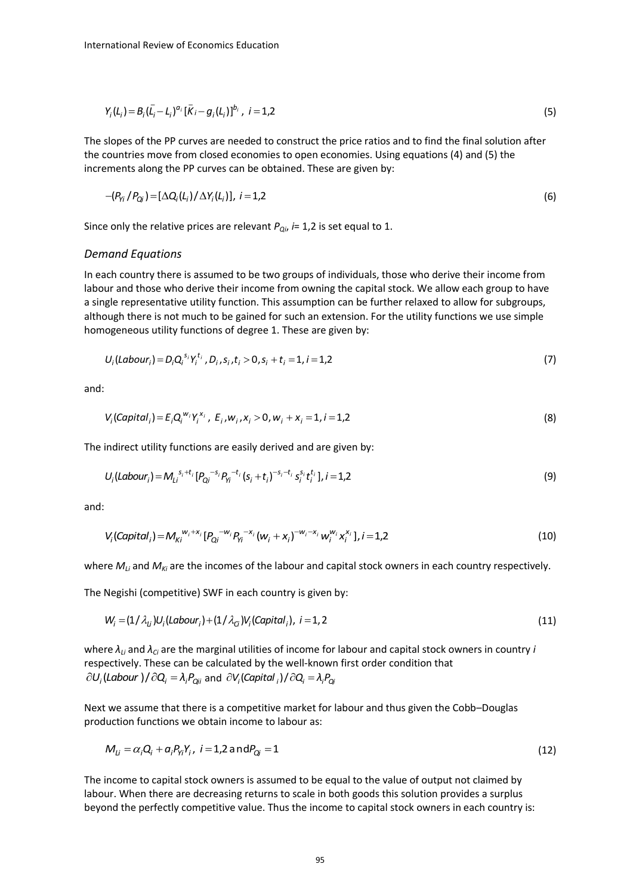$$Y_i(L_i) = B_i(\bar{L}_i - L_i)^{a_i}[\bar{K}_i - g_i(L_i)]^{b_i}, \; i = 1,2 \tag{5}$$

The slopes of the PP curves are needed to construct the price ratios and to find the final solution after the countries move from closed economies to open economies. Using equations (4) and (5) the increments along the PP curves can be obtained. These are given by:

$$-(P_{Yi} / P_{Qi}) = [\Delta Q_i(L_i) / \Delta Y_i(L_i)], \; i = 1,2 \tag{6}$$

Since only the relative prices are relevant $P_{Qi}$, $i$= 1,2 is set equal to 1.

### *Demand Equations*

In each country there is assumed to be two groups of individuals, those who derive their income from labour and those who derive their income from owning the capital stock. We allow each group to have a single representative utility function. This assumption can be further relaxed to allow for subgroups, although there is not much to be gained for such an extension. For the utility functions we use simple homogeneous utility functions of degree 1. These are given by:

$$U_i(Labour_i) = D_i Q_i^{s_i} Y_i^{t_i}, D_i, s_i, t_i > 0, s_i + t_i = 1, i = 1,2 \tag{7}$$

and:

$$V_i(Capital_i) = E_i Q_i^{w_i} Y_i^{x_i}, \; E_i, w_i, x_i > 0, w_i + x_i = 1, i = 1,2 \tag{8}$$

The indirect utility functions are easily derived and are given by:

$$U_i(Labour_i) = M_{Li}^{\;s_i + t_i}[P_{Qi}^{\;-s_i} P_{Yi}^{\;-t_i}(s_i + t_i)^{-s_i - t_i} s_i^{s_i} t_i^{t_i}], i = 1,2 \tag{9}$$

and:

$$V_i(Capital_i) = M_{Ki}^{\;w_i + x_i}[P_{Qi}^{\;-w_i} P_{Yi}^{\;-x_i}(w_i + x_i)^{-w_i - x_i} w_i^{w_i} x_i^{x_i}], i = 1,2 \tag{10}$$

where $M_{Li}$ and $M_{Ki}$ are the incomes of the labour and capital stock owners in each country respectively.

The Negishi (competitive) SWF in each country is given by:

$$W_i = (1/\lambda_{Li})U_i(Labour_i) + (1/\lambda_{Ci})V_i(Capital_i), \; i = 1,2 \tag{11}$$

where $\lambda_{Li}$ and $\lambda_{Ci}$ are the marginal utilities of income for labour and capital stock owners in country $i$ respectively. These can be calculated by the well-known first order condition that $\partial U_i(Labour) / \partial Q_i = \lambda_i P_{Qi}$ and $\partial V_i(Capital_i) / \partial Q_i = \lambda_i P_{Qi}$

Next we assume that there is a competitive market for labour and thus given the Cobb–Douglas production functions we obtain income to labour as:

$$M_{Li} = \alpha_i Q_i + a_i P_{Yi} Y_i, \; i = 1,2 \text{ and } P_{Qi} = 1 \tag{12}$$

The income to capital stock owners is assumed to be equal to the value of output not claimed by labour. When there are decreasing returns to scale in both goods this solution provides a surplus beyond the perfectly competitive value. Thus the income to capital stock owners in each country is: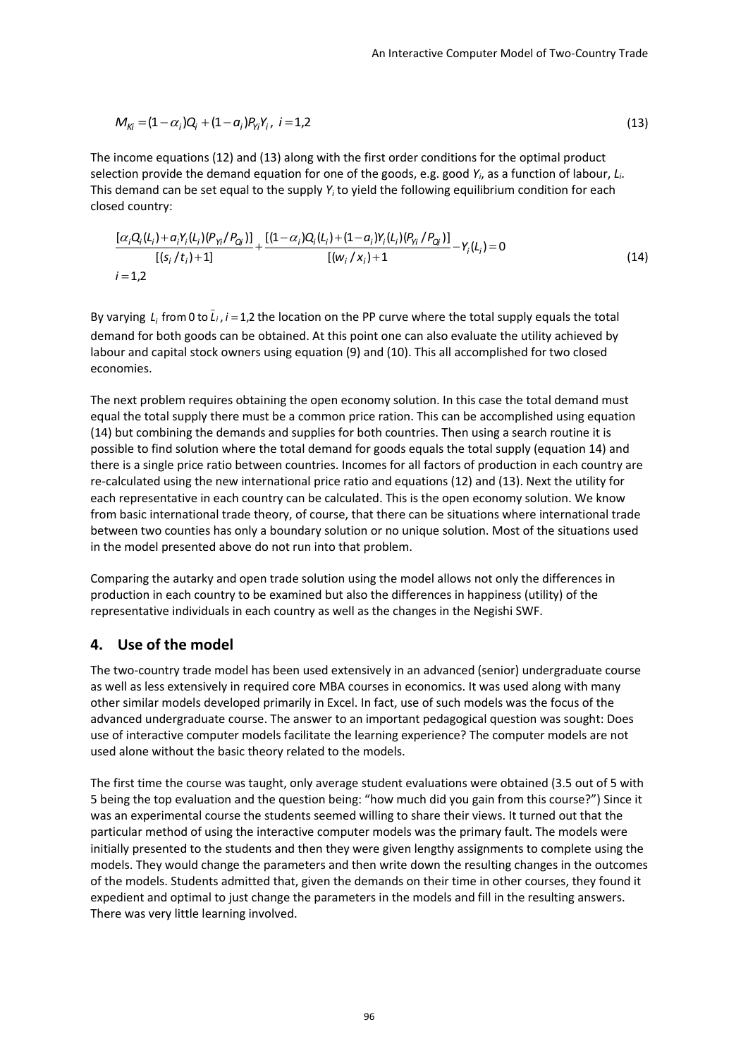$$M_{Ki} = (1-\alpha_i)Q_i + (1-a_i)P_{Yi}Y_i,\ i = 1,2 \tag{13}$$

The income equations (12) and (13) along with the first order conditions for the optimal product selection provide the demand equation for one of the goods, e.g. good $Y_i$, as a function of labour, $L_i$. This demand can be set equal to the supply $Y_i$ to yield the following equilibrium condition for each closed country:

$$\frac{[\alpha_i Q_i(L_i) + a_i Y_i(L_i)(P_{Yi}/P_{Qi})]}{[(s_i/t_i)+1]} + \frac{[(1-\alpha_i)Q_i(L_i) + (1-a_i)Y_i(L_i)(P_{Yi}/P_{Qi})]}{[(w_i/x_i)+1]} - Y_i(L_i) = 0 \tag{14}$$

$$i = 1,2$$

By varying $L_i$ from 0 to $\bar{L}_i$, $i = 1,2$ the location on the PP curve where the total supply equals the total demand for both goods can be obtained. At this point one can also evaluate the utility achieved by labour and capital stock owners using equation (9) and (10). This all accomplished for two closed economies.

The next problem requires obtaining the open economy solution. In this case the total demand must equal the total supply there must be a common price ration. This can be accomplished using equation (14) but combining the demands and supplies for both countries. Then using a search routine it is possible to find solution where the total demand for goods equals the total supply (equation 14) and there is a single price ratio between countries. Incomes for all factors of production in each country are re-calculated using the new international price ratio and equations (12) and (13). Next the utility for each representative in each country can be calculated. This is the open economy solution. We know from basic international trade theory, of course, that there can be situations where international trade between two counties has only a boundary solution or no unique solution. Most of the situations used in the model presented above do not run into that problem.

Comparing the autarky and open trade solution using the model allows not only the differences in production in each country to be examined but also the differences in happiness (utility) of the representative individuals in each country as well as the changes in the Negishi SWF.

## 4. Use of the model

The two-country trade model has been used extensively in an advanced (senior) undergraduate course as well as less extensively in required core MBA courses in economics. It was used along with many other similar models developed primarily in Excel. In fact, use of such models was the focus of the advanced undergraduate course. The answer to an important pedagogical question was sought: Does use of interactive computer models facilitate the learning experience? The computer models are not used alone without the basic theory related to the models.

The first time the course was taught, only average student evaluations were obtained (3.5 out of 5 with 5 being the top evaluation and the question being: "how much did you gain from this course?") Since it was an experimental course the students seemed willing to share their views. It turned out that the particular method of using the interactive computer models was the primary fault. The models were initially presented to the students and then they were given lengthy assignments to complete using the models. They would change the parameters and then write down the resulting changes in the outcomes of the models. Students admitted that, given the demands on their time in other courses, they found it expedient and optimal to just change the parameters in the models and fill in the resulting answers. There was very little learning involved.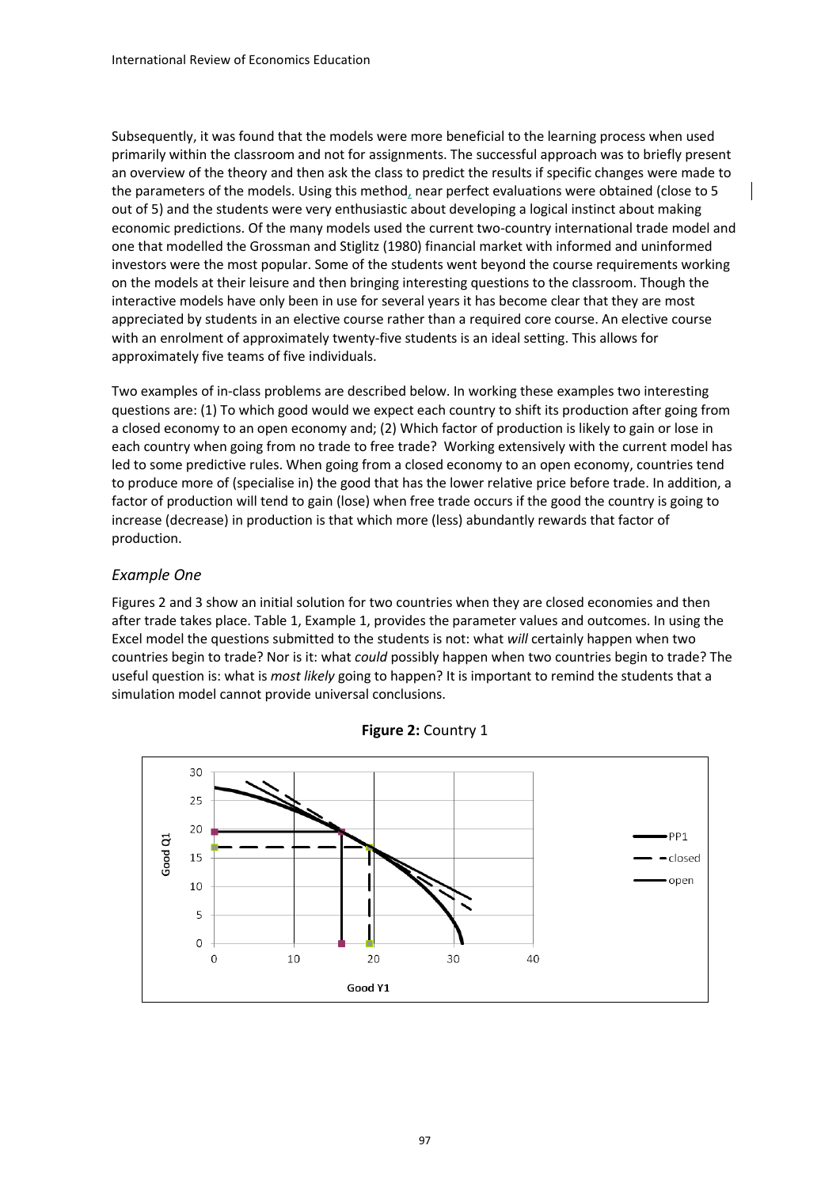Subsequently, it was found that the models were more beneficial to the learning process when used primarily within the classroom and not for assignments. The successful approach was to briefly present an overview of the theory and then ask the class to predict the results if specific changes were made to the parameters of the models. Using this method, near perfect evaluations were obtained (close to 5 out of 5) and the students were very enthusiastic about developing a logical instinct about making economic predictions. Of the many models used the current two-country international trade model and one that modelled the Grossman and Stiglitz (1980) financial market with informed and uninformed investors were the most popular. Some of the students went beyond the course requirements working on the models at their leisure and then bringing interesting questions to the classroom. Though the interactive models have only been in use for several years it has become clear that they are most appreciated by students in an elective course rather than a required core course. An elective course with an enrolment of approximately twenty-five students is an ideal setting. This allows for approximately five teams of five individuals.

Two examples of in-class problems are described below. In working these examples two interesting questions are: (1) To which good would we expect each country to shift its production after going from a closed economy to an open economy and; (2) Which factor of production is likely to gain or lose in each country when going from no trade to free trade? Working extensively with the current model has led to some predictive rules. When going from a closed economy to an open economy, countries tend to produce more of (specialise in) the good that has the lower relative price before trade. In addition, a factor of production will tend to gain (lose) when free trade occurs if the good the country is going to increase (decrease) in production is that which more (less) abundantly rewards that factor of production.

### *Example One*

Figures 2 and 3 show an initial solution for two countries when they are closed economies and then after trade takes place. Table 1, Example 1, provides the parameter values and outcomes. In using the Excel model the questions submitted to the students is not: what *will* certainly happen when two countries begin to trade? Nor is it: what *could* possibly happen when two countries begin to trade? The useful question is: what is *most likely* going to happen? It is important to remind the students that a simulation model cannot provide universal conclusions.

**Figure 2:** Country 1

Good Q1
30
25
20
15
10
5
0
0
10
20
30
40
Good Y1
PP1
closed
open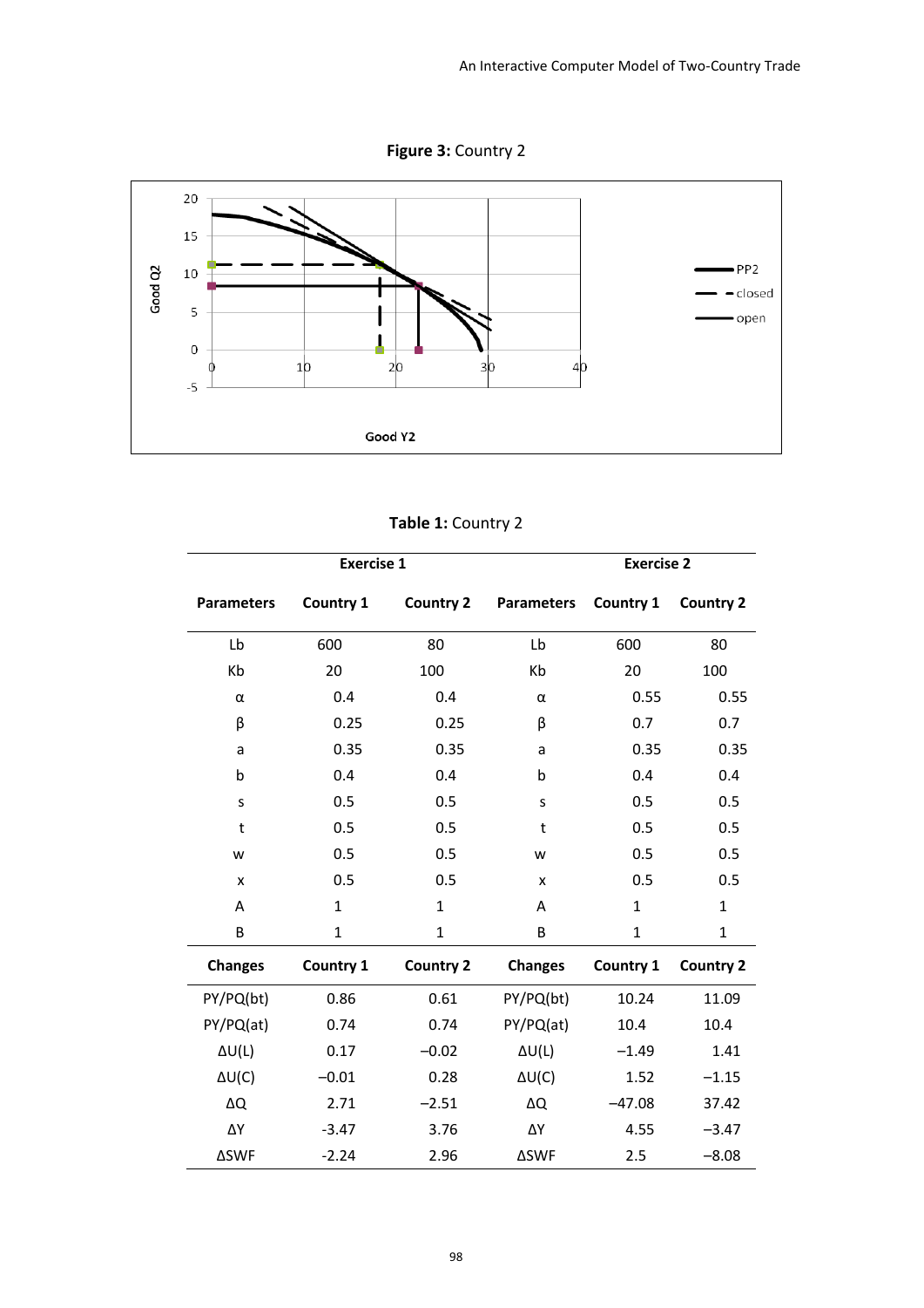**Figure 3:** Country 2

**Table 1:** Country 2

| Exercise 1 | | | Exercise 2 | | |
|---|---|---|---|---|---|
| **Parameters** | **Country 1** | **Country 2** | **Parameters** | **Country 1** | **Country 2** |
| Lb | 600 | 80 | Lb | 600 | 80 |
| Kb | 20 | 100 | Kb | 20 | 100 |
| α | 0.4 | 0.4 | α | 0.55 | 0.55 |
| β | 0.25 | 0.25 | β | 0.7 | 0.7 |
| a | 0.35 | 0.35 | a | 0.35 | 0.35 |
| b | 0.4 | 0.4 | b | 0.4 | 0.4 |
| s | 0.5 | 0.5 | s | 0.5 | 0.5 |
| t | 0.5 | 0.5 | t | 0.5 | 0.5 |
| w | 0.5 | 0.5 | w | 0.5 | 0.5 |
| x | 0.5 | 0.5 | x | 0.5 | 0.5 |
| A | 1 | 1 | A | 1 | 1 |
| B | 1 | 1 | B | 1 | 1 |
| **Changes** | **Country 1** | **Country 2** | **Changes** | **Country 1** | **Country 2** |
| PY/PQ(bt) | 0.86 | 0.61 | PY/PQ(bt) | 10.24 | 11.09 |
| PY/PQ(at) | 0.74 | 0.74 | PY/PQ(at) | 10.4 | 10.4 |
| ΔU(L) | 0.17 | –0.02 | ΔU(L) | –1.49 | 1.41 |
| ΔU(C) | –0.01 | 0.28 | ΔU(C) | 1.52 | –1.15 |
| ΔQ | 2.71 | –2.51 | ΔQ | –47.08 | 37.42 |
| ΔY | -3.47 | 3.76 | ΔY | 4.55 | –3.47 |
| ΔSWF | -2.24 | 2.96 | ΔSWF | 2.5 | –8.08 |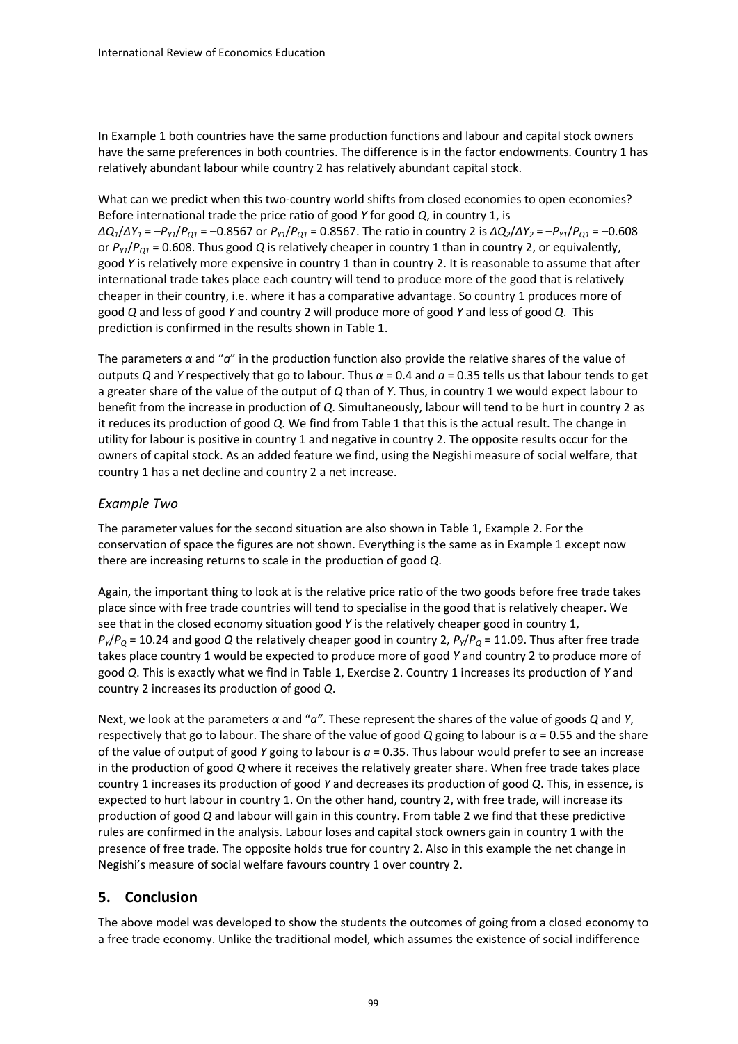In Example 1 both countries have the same production functions and labour and capital stock owners have the same preferences in both countries. The difference is in the factor endowments. Country 1 has relatively abundant labour while country 2 has relatively abundant capital stock.

What can we predict when this two-country world shifts from closed economies to open economies? Before international trade the price ratio of good *Y* for good *Q*, in country 1, is $\Delta Q_1/\Delta Y_1 = -P_{Y1}/P_{Q1} = -0.8567$ or $P_{Y1}/P_{Q1} = 0.8567$. The ratio in country 2 is $\Delta Q_2/\Delta Y_2 = -P_{Y1}/P_{Q1} = -0.608$ or $P_{Y1}/P_{Q1} = 0.608$. Thus good *Q* is relatively cheaper in country 1 than in country 2, or equivalently, good *Y* is relatively more expensive in country 1 than in country 2. It is reasonable to assume that after international trade takes place each country will tend to produce more of the good that is relatively cheaper in their country, i.e. where it has a comparative advantage. So country 1 produces more of good *Q* and less of good *Y* and country 2 will produce more of good *Y* and less of good *Q*. This prediction is confirmed in the results shown in Table 1.

The parameters $\alpha$ and "*a*" in the production function also provide the relative shares of the value of outputs *Q* and *Y* respectively that go to labour. Thus $\alpha = 0.4$ and $a = 0.35$ tells us that labour tends to get a greater share of the value of the output of *Q* than of *Y*. Thus, in country 1 we would expect labour to benefit from the increase in production of *Q*. Simultaneously, labour will tend to be hurt in country 2 as it reduces its production of good *Q*. We find from Table 1 that this is the actual result. The change in utility for labour is positive in country 1 and negative in country 2. The opposite results occur for the owners of capital stock. As an added feature we find, using the Negishi measure of social welfare, that country 1 has a net decline and country 2 a net increase.

### *Example Two*

The parameter values for the second situation are also shown in Table 1, Example 2. For the conservation of space the figures are not shown. Everything is the same as in Example 1 except now there are increasing returns to scale in the production of good *Q*.

Again, the important thing to look at is the relative price ratio of the two goods before free trade takes place since with free trade countries will tend to specialise in the good that is relatively cheaper. We see that in the closed economy situation good *Y* is the relatively cheaper good in country 1, $P_Y/P_Q = 10.24$ and good *Q* the relatively cheaper good in country 2, $P_Y/P_Q = 11.09$. Thus after free trade takes place country 1 would be expected to produce more of good *Y* and country 2 to produce more of good *Q*. This is exactly what we find in Table 1, Exercise 2. Country 1 increases its production of *Y* and country 2 increases its production of good *Q*.

Next, we look at the parameters $\alpha$ and "*a"*. These represent the shares of the value of goods *Q* and *Y*, respectively that go to labour. The share of the value of good *Q* going to labour is $\alpha = 0.55$ and the share of the value of output of good *Y* going to labour is $a = 0.35$. Thus labour would prefer to see an increase in the production of good *Q* where it receives the relatively greater share. When free trade takes place country 1 increases its production of good *Y* and decreases its production of good *Q*. This, in essence, is expected to hurt labour in country 1. On the other hand, country 2, with free trade, will increase its production of good *Q* and labour will gain in this country. From table 2 we find that these predictive rules are confirmed in the analysis. Labour loses and capital stock owners gain in country 1 with the presence of free trade. The opposite holds true for country 2. Also in this example the net change in Negishi's measure of social welfare favours country 1 over country 2.

## 5. Conclusion

The above model was developed to show the students the outcomes of going from a closed economy to a free trade economy. Unlike the traditional model, which assumes the existence of social indifference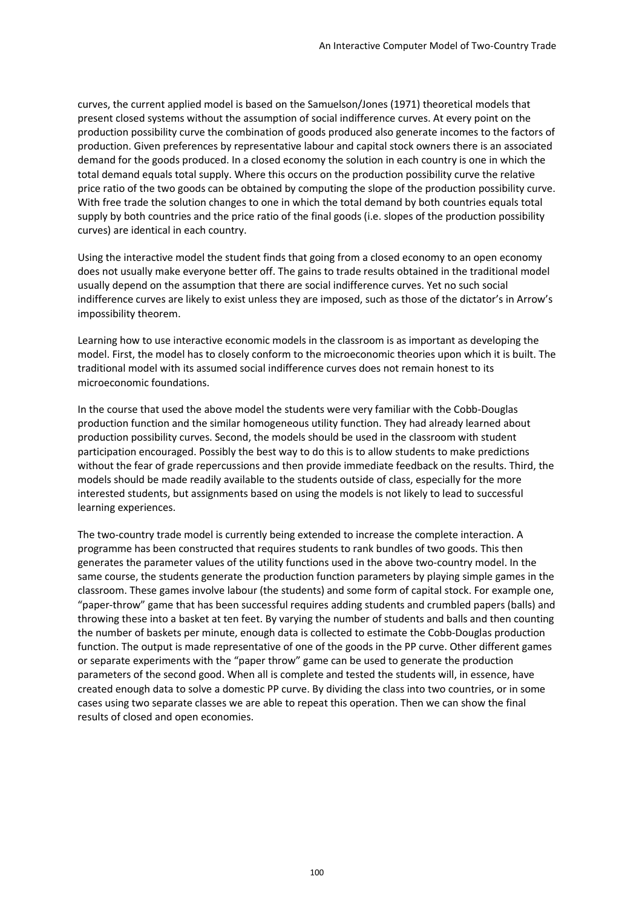curves, the current applied model is based on the Samuelson/Jones (1971) theoretical models that present closed systems without the assumption of social indifference curves. At every point on the production possibility curve the combination of goods produced also generate incomes to the factors of production. Given preferences by representative labour and capital stock owners there is an associated demand for the goods produced. In a closed economy the solution in each country is one in which the total demand equals total supply. Where this occurs on the production possibility curve the relative price ratio of the two goods can be obtained by computing the slope of the production possibility curve. With free trade the solution changes to one in which the total demand by both countries equals total supply by both countries and the price ratio of the final goods (i.e. slopes of the production possibility curves) are identical in each country.

Using the interactive model the student finds that going from a closed economy to an open economy does not usually make everyone better off. The gains to trade results obtained in the traditional model usually depend on the assumption that there are social indifference curves. Yet no such social indifference curves are likely to exist unless they are imposed, such as those of the dictator's in Arrow's impossibility theorem.

Learning how to use interactive economic models in the classroom is as important as developing the model. First, the model has to closely conform to the microeconomic theories upon which it is built. The traditional model with its assumed social indifference curves does not remain honest to its microeconomic foundations.

In the course that used the above model the students were very familiar with the Cobb-Douglas production function and the similar homogeneous utility function. They had already learned about production possibility curves. Second, the models should be used in the classroom with student participation encouraged. Possibly the best way to do this is to allow students to make predictions without the fear of grade repercussions and then provide immediate feedback on the results. Third, the models should be made readily available to the students outside of class, especially for the more interested students, but assignments based on using the models is not likely to lead to successful learning experiences.

The two-country trade model is currently being extended to increase the complete interaction. A programme has been constructed that requires students to rank bundles of two goods. This then generates the parameter values of the utility functions used in the above two-country model. In the same course, the students generate the production function parameters by playing simple games in the classroom. These games involve labour (the students) and some form of capital stock. For example one, "paper-throw" game that has been successful requires adding students and crumbled papers (balls) and throwing these into a basket at ten feet. By varying the number of students and balls and then counting the number of baskets per minute, enough data is collected to estimate the Cobb-Douglas production function. The output is made representative of one of the goods in the PP curve. Other different games or separate experiments with the "paper throw" game can be used to generate the production parameters of the second good. When all is complete and tested the students will, in essence, have created enough data to solve a domestic PP curve. By dividing the class into two countries, or in some cases using two separate classes we are able to repeat this operation. Then we can show the final results of closed and open economies.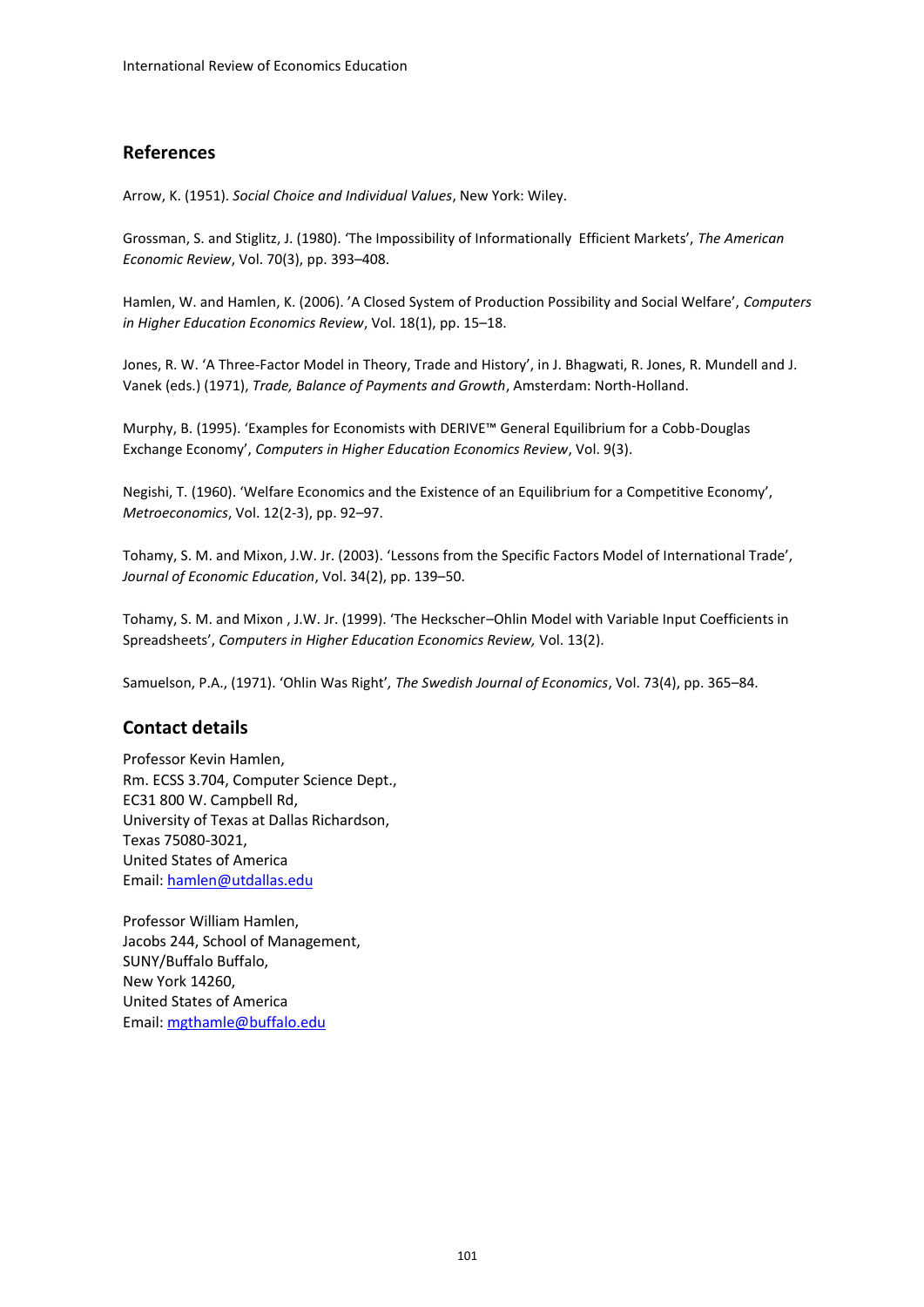## References

Arrow, K. (1951). *Social Choice and Individual Values*, New York: Wiley.

Grossman, S. and Stiglitz, J. (1980). 'The Impossibility of Informationally Efficient Markets', *The American Economic Review*, Vol. 70(3), pp. 393–408.

Hamlen, W. and Hamlen, K. (2006). 'A Closed System of Production Possibility and Social Welfare', *Computers in Higher Education Economics Review*, Vol. 18(1), pp. 15–18.

Jones, R. W. 'A Three-Factor Model in Theory, Trade and History', in J. Bhagwati, R. Jones, R. Mundell and J. Vanek (eds.) (1971), *Trade, Balance of Payments and Growth*, Amsterdam: North-Holland.

Murphy, B. (1995). 'Examples for Economists with DERIVE™ General Equilibrium for a Cobb-Douglas Exchange Economy', *Computers in Higher Education Economics Review*, Vol. 9(3).

Negishi, T. (1960). 'Welfare Economics and the Existence of an Equilibrium for a Competitive Economy', *Metroeconomics*, Vol. 12(2-3), pp. 92–97.

Tohamy, S. M. and Mixon, J.W. Jr. (2003). 'Lessons from the Specific Factors Model of International Trade', *Journal of Economic Education*, Vol. 34(2), pp. 139–50.

Tohamy, S. M. and Mixon , J.W. Jr. (1999). 'The Heckscher–Ohlin Model with Variable Input Coefficients in Spreadsheets', *Computers in Higher Education Economics Review,* Vol. 13(2).

Samuelson, P.A., (1971). 'Ohlin Was Right', *The Swedish Journal of Economics*, Vol. 73(4), pp. 365–84.

## Contact details

Professor Kevin Hamlen,
Rm. ECSS 3.704, Computer Science Dept.,
EC31 800 W. Campbell Rd,
University of Texas at Dallas Richardson,
Texas 75080-3021,
United States of America
Email: hamlen@utdallas.edu

Professor William Hamlen,
Jacobs 244, School of Management,
SUNY/Buffalo Buffalo,
New York 14260,
United States of America
Email: mgthamle@buffalo.edu